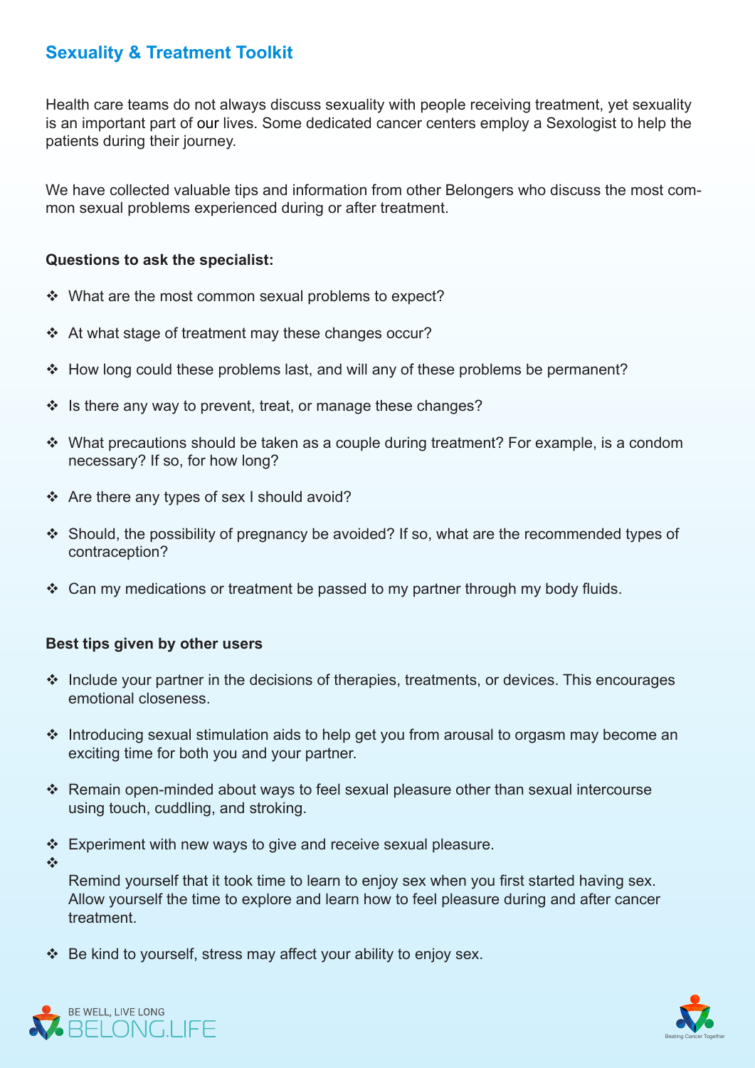## Sexuality & Treatment Toolkit

Health care teams do not always discuss sexuality with people receiving treatment, yet sexuality is an important part of our lives. Some dedicated cancer centers employ a Sexologist to help the patients during their journey.

We have collected valuable tips and information from other Belongers who discuss the most common sexual problems experienced during or after treatment.

**Questions to ask the specialist:**

- What are the most common sexual problems to expect?
- At what stage of treatment may these changes occur?
- How long could these problems last, and will any of these problems be permanent?
- Is there any way to prevent, treat, or manage these changes?
- What precautions should be taken as a couple during treatment? For example, is a condom necessary? If so, for how long?
- Are there any types of sex I should avoid?
- Should, the possibility of pregnancy be avoided? If so, what are the recommended types of contraception?
- Can my medications or treatment be passed to my partner through my body fluids.

**Best tips given by other users**

- Include your partner in the decisions of therapies, treatments, or devices. This encourages emotional closeness.
- Introducing sexual stimulation aids to help get you from arousal to orgasm may become an exciting time for both you and your partner.
- Remain open-minded about ways to feel sexual pleasure other than sexual intercourse using touch, cuddling, and stroking.
- Experiment with new ways to give and receive sexual pleasure.
- Remind yourself that it took time to learn to enjoy sex when you first started having sex. Allow yourself the time to explore and learn how to feel pleasure during and after cancer treatment.
- Be kind to yourself, stress may affect your ability to enjoy sex.

BE WELL, LIVE LONG
BELONG.LIFE

Beating Cancer Together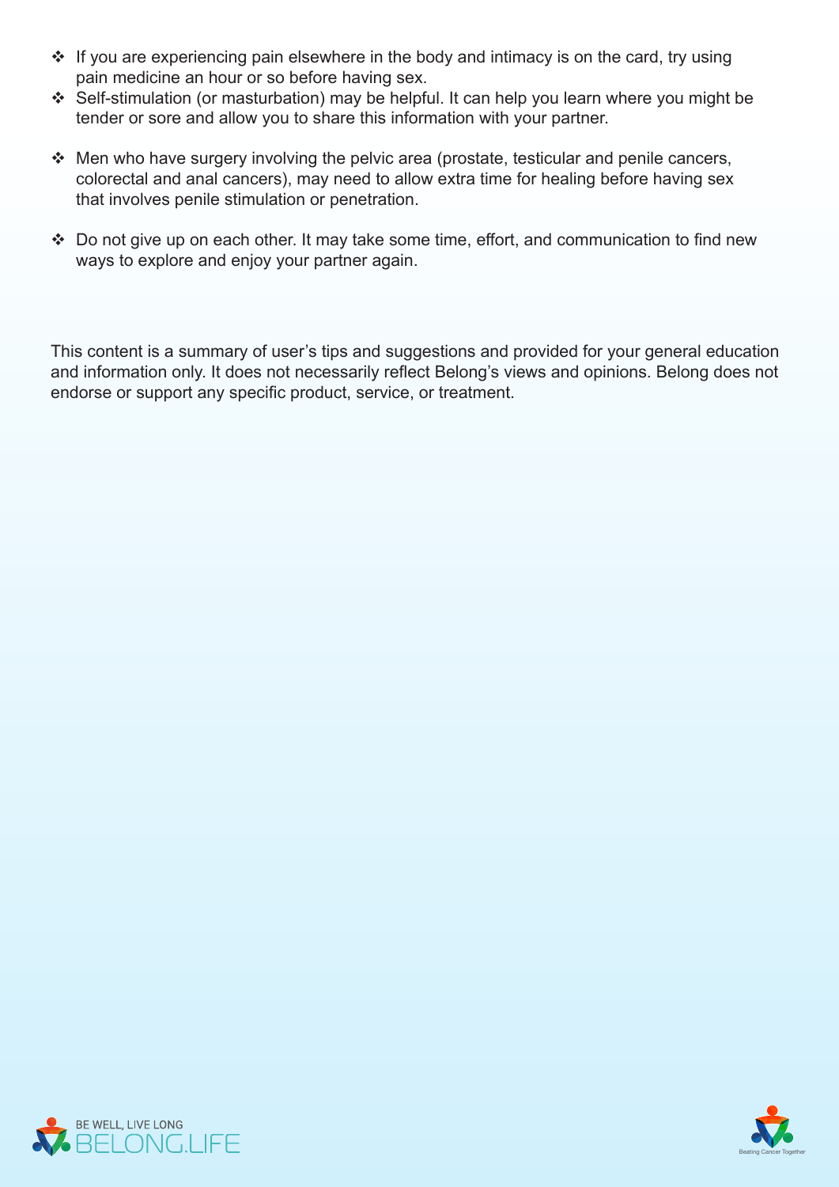- If you are experiencing pain elsewhere in the body and intimacy is on the card, try using pain medicine an hour or so before having sex.
- Self-stimulation (or masturbation) may be helpful. It can help you learn where you might be tender or sore and allow you to share this information with your partner.
- Men who have surgery involving the pelvic area (prostate, testicular and penile cancers, colorectal and anal cancers), may need to allow extra time for healing before having sex that involves penile stimulation or penetration.
- Do not give up on each other. It may take some time, effort, and communication to find new ways to explore and enjoy your partner again.

This content is a summary of user's tips and suggestions and provided for your general education and information only. It does not necessarily reflect Belong's views and opinions. Belong does not endorse or support any specific product, service, or treatment.

BE WELL, LIVE LONG
BELONG.LIFE

Beating Cancer Together